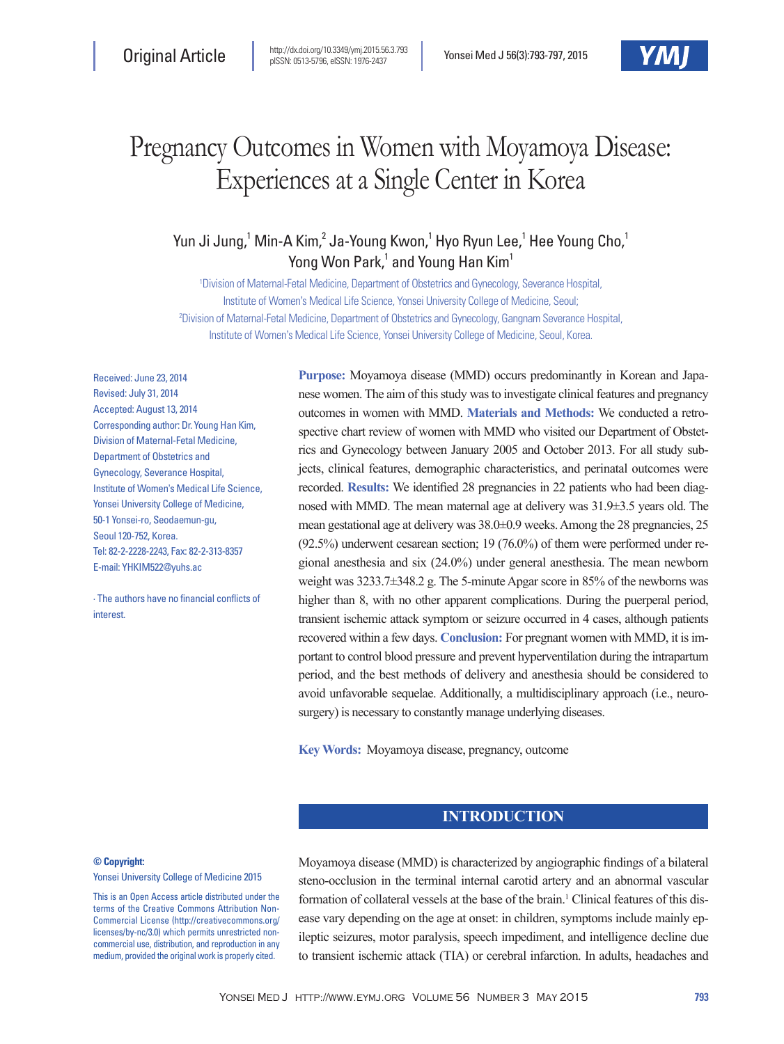Original Article

http://dx.doi.org/10.3349/ymj.2015.56.3.793
pISSN: 0513-5796, eISSN: 1976-2437

# Pregnancy Outcomes in Women with Moyamoya Disease: Experiences at a Single Center in Korea

Yun Ji Jung,[1] Min-A Kim,[2] Ja-Young Kwon,[1] Hyo Ryun Lee,[1] Hee Young Cho,[1] Yong Won Park,[1] and Young Han Kim[1]

[1]Division of Maternal-Fetal Medicine, Department of Obstetrics and Gynecology, Severance Hospital, Institute of Women's Medical Life Science, Yonsei University College of Medicine, Seoul;
[2]Division of Maternal-Fetal Medicine, Department of Obstetrics and Gynecology, Gangnam Severance Hospital, Institute of Women's Medical Life Science, Yonsei University College of Medicine, Seoul, Korea.

Received: June 23, 2014
Revised: July 31, 2014
Accepted: August 13, 2014
Corresponding author: Dr. Young Han Kim, Division of Maternal-Fetal Medicine, Department of Obstetrics and Gynecology, Severance Hospital, Institute of Women's Medical Life Science, Yonsei University College of Medicine, 50-1 Yonsei-ro, Seodaemun-gu, Seoul 120-752, Korea.
Tel: 82-2-2228-2243, Fax: 82-2-313-8357
E-mail: YHKIM522@yuhs.ac

∙ The authors have no financial conflicts of interest.

**Purpose:** Moyamoya disease (MMD) occurs predominantly in Korean and Japanese women. The aim of this study was to investigate clinical features and pregnancy outcomes in women with MMD. **Materials and Methods:** We conducted a retrospective chart review of women with MMD who visited our Department of Obstetrics and Gynecology between January 2005 and October 2013. For all study subjects, clinical features, demographic characteristics, and perinatal outcomes were recorded. **Results:** We identified 28 pregnancies in 22 patients who had been diagnosed with MMD. The mean maternal age at delivery was 31.9±3.5 years old. The mean gestational age at delivery was 38.0±0.9 weeks. Among the 28 pregnancies, 25 (92.5%) underwent cesarean section; 19 (76.0%) of them were performed under regional anesthesia and six (24.0%) under general anesthesia. The mean newborn weight was 3233.7±348.2 g. The 5-minute Apgar score in 85% of the newborns was higher than 8, with no other apparent complications. During the puerperal period, transient ischemic attack symptom or seizure occurred in 4 cases, although patients recovered within a few days. **Conclusion:** For pregnant women with MMD, it is important to control blood pressure and prevent hyperventilation during the intrapartum period, and the best methods of delivery and anesthesia should be considered to avoid unfavorable sequelae. Additionally, a multidisciplinary approach (i.e., neurosurgery) is necessary to constantly manage underlying diseases.

**Key Words:** Moyamoya disease, pregnancy, outcome

## INTRODUCTION

Moyamoya disease (MMD) is characterized by angiographic findings of a bilateral steno-occlusion in the terminal internal carotid artery and an abnormal vascular formation of collateral vessels at the base of the brain.[1] Clinical features of this disease vary depending on the age at onset: in children, symptoms include mainly epileptic seizures, motor paralysis, speech impediment, and intelligence decline due to transient ischemic attack (TIA) or cerebral infarction. In adults, headaches and

**© Copyright:**
Yonsei University College of Medicine 2015

This is an Open Access article distributed under the terms of the Creative Commons Attribution Non-Commercial License (http://creativecommons.org/licenses/by-nc/3.0) which permits unrestricted non-commercial use, distribution, and reproduction in any medium, provided the original work is properly cited.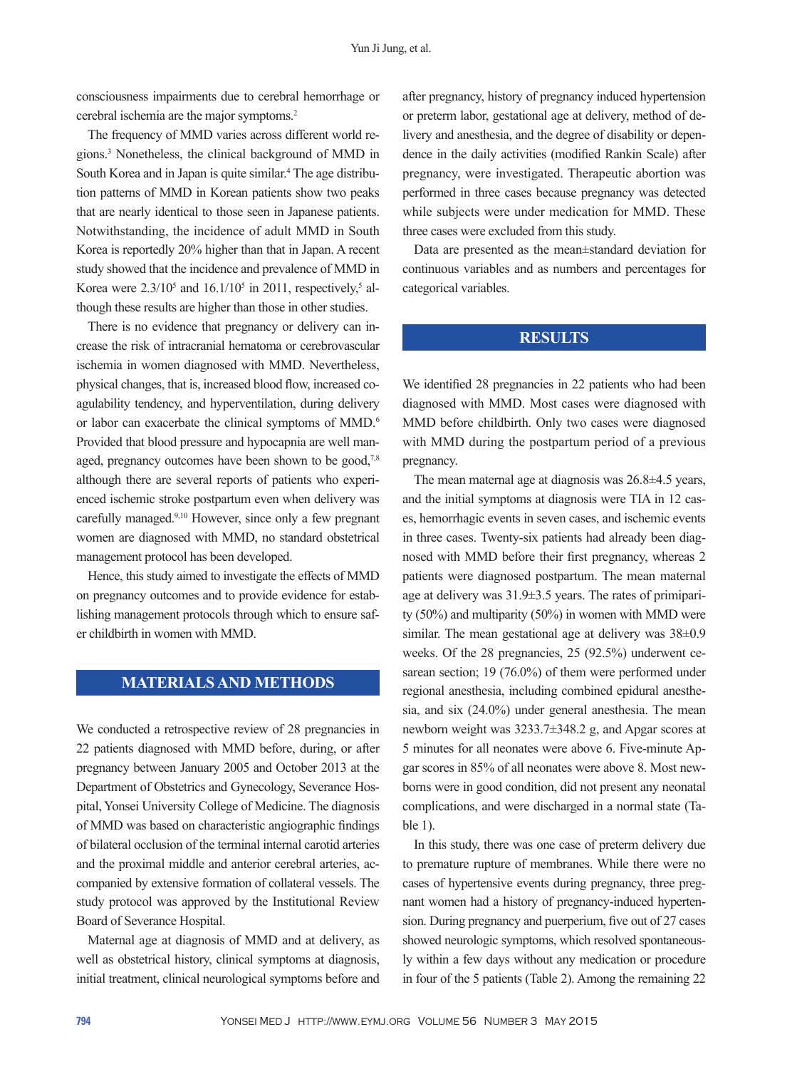consciousness impairments due to cerebral hemorrhage or cerebral ischemia are the major symptoms.[2]

The frequency of MMD varies across different world regions.[3] Nonetheless, the clinical background of MMD in South Korea and in Japan is quite similar.[4] The age distribution patterns of MMD in Korean patients show two peaks that are nearly identical to those seen in Japanese patients. Notwithstanding, the incidence of adult MMD in South Korea is reportedly 20% higher than that in Japan. A recent study showed that the incidence and prevalence of MMD in Korea were $2.3/10^5$ and $16.1/10^5$ in 2011, respectively,[5] although these results are higher than those in other studies.

There is no evidence that pregnancy or delivery can increase the risk of intracranial hematoma or cerebrovascular ischemia in women diagnosed with MMD. Nevertheless, physical changes, that is, increased blood flow, increased coagulability tendency, and hyperventilation, during delivery or labor can exacerbate the clinical symptoms of MMD.[6] Provided that blood pressure and hypocapnia are well managed, pregnancy outcomes have been shown to be good,[7,8] although there are several reports of patients who experienced ischemic stroke postpartum even when delivery was carefully managed.[9,10] However, since only a few pregnant women are diagnosed with MMD, no standard obstetrical management protocol has been developed.

Hence, this study aimed to investigate the effects of MMD on pregnancy outcomes and to provide evidence for establishing management protocols through which to ensure safer childbirth in women with MMD.

## MATERIALS AND METHODS

We conducted a retrospective review of 28 pregnancies in 22 patients diagnosed with MMD before, during, or after pregnancy between January 2005 and October 2013 at the Department of Obstetrics and Gynecology, Severance Hospital, Yonsei University College of Medicine. The diagnosis of MMD was based on characteristic angiographic findings of bilateral occlusion of the terminal internal carotid arteries and the proximal middle and anterior cerebral arteries, accompanied by extensive formation of collateral vessels. The study protocol was approved by the Institutional Review Board of Severance Hospital.

Maternal age at diagnosis of MMD and at delivery, as well as obstetrical history, clinical symptoms at diagnosis, initial treatment, clinical neurological symptoms before and after pregnancy, history of pregnancy induced hypertension or preterm labor, gestational age at delivery, method of delivery and anesthesia, and the degree of disability or dependence in the daily activities (modified Rankin Scale) after pregnancy, were investigated. Therapeutic abortion was performed in three cases because pregnancy was detected while subjects were under medication for MMD. These three cases were excluded from this study.

Data are presented as the mean±standard deviation for continuous variables and as numbers and percentages for categorical variables.

## RESULTS

We identified 28 pregnancies in 22 patients who had been diagnosed with MMD. Most cases were diagnosed with MMD before childbirth. Only two cases were diagnosed with MMD during the postpartum period of a previous pregnancy.

The mean maternal age at diagnosis was 26.8±4.5 years, and the initial symptoms at diagnosis were TIA in 12 cases, hemorrhagic events in seven cases, and ischemic events in three cases. Twenty-six patients had already been diagnosed with MMD before their first pregnancy, whereas 2 patients were diagnosed postpartum. The mean maternal age at delivery was 31.9±3.5 years. The rates of primiparity (50%) and multiparity (50%) in women with MMD were similar. The mean gestational age at delivery was 38±0.9 weeks. Of the 28 pregnancies, 25 (92.5%) underwent cesarean section; 19 (76.0%) of them were performed under regional anesthesia, including combined epidural anesthesia, and six (24.0%) under general anesthesia. The mean newborn weight was 3233.7±348.2 g, and Apgar scores at 5 minutes for all neonates were above 6. Five-minute Apgar scores in 85% of all neonates were above 8. Most newborns were in good condition, did not present any neonatal complications, and were discharged in a normal state (Table 1).

In this study, there was one case of preterm delivery due to premature rupture of membranes. While there were no cases of hypertensive events during pregnancy, three pregnant women had a history of pregnancy-induced hypertension. During pregnancy and puerperium, five out of 27 cases showed neurologic symptoms, which resolved spontaneously within a few days without any medication or procedure in four of the 5 patients (Table 2). Among the remaining 22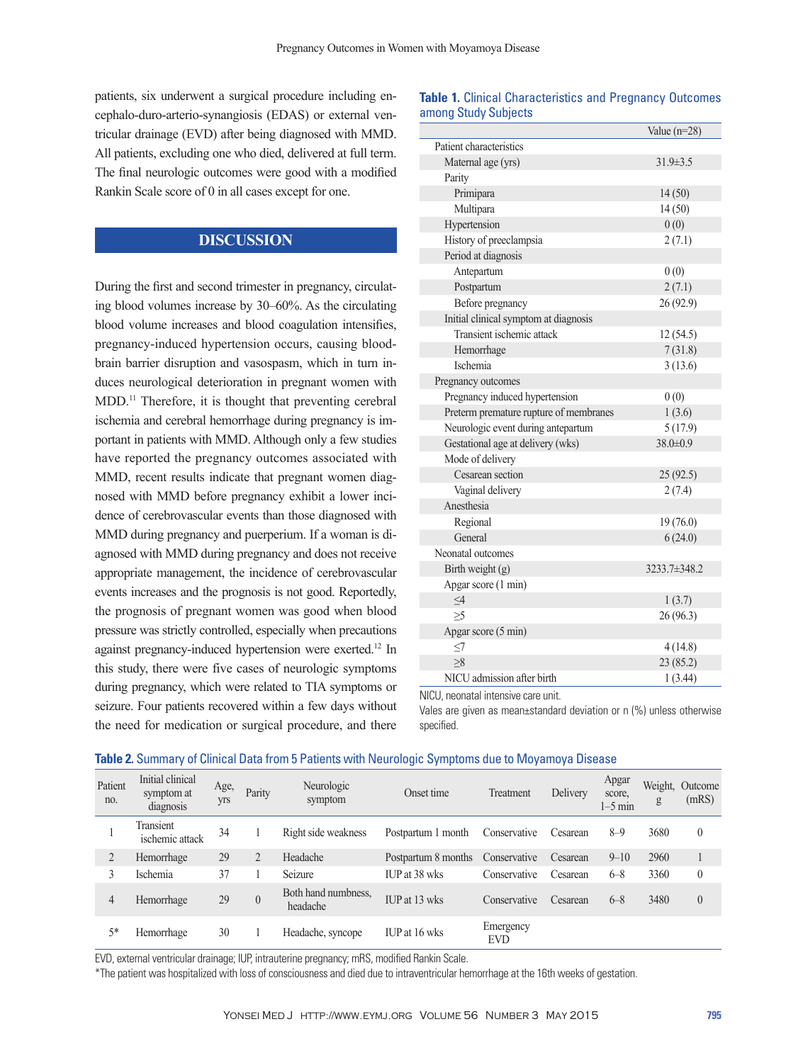patients, six underwent a surgical procedure including encephalo-duro-arterio-synangiosis (EDAS) or external ventricular drainage (EVD) after being diagnosed with MMD. All patients, excluding one who died, delivered at full term. The final neurologic outcomes were good with a modified Rankin Scale score of 0 in all cases except for one.

## DISCUSSION

During the first and second trimester in pregnancy, circulating blood volumes increase by 30–60%. As the circulating blood volume increases and blood coagulation intensifies, pregnancy-induced hypertension occurs, causing blood-brain barrier disruption and vasospasm, which in turn induces neurological deterioration in pregnant women with MDD.[11] Therefore, it is thought that preventing cerebral ischemia and cerebral hemorrhage during pregnancy is important in patients with MMD. Although only a few studies have reported the pregnancy outcomes associated with MMD, recent results indicate that pregnant women diagnosed with MMD before pregnancy exhibit a lower incidence of cerebrovascular events than those diagnosed with MMD during pregnancy and puerperium. If a woman is diagnosed with MMD during pregnancy and does not receive appropriate management, the incidence of cerebrovascular events increases and the prognosis is not good. Reportedly, the prognosis of pregnant women was good when blood pressure was strictly controlled, especially when precautions against pregnancy-induced hypertension were exerted.[12] In this study, there were five cases of neurologic symptoms during pregnancy, which were related to TIA symptoms or seizure. Four patients recovered within a few days without the need for medication or surgical procedure, and there

**Table 1.** Clinical Characteristics and Pregnancy Outcomes among Study Subjects

| | Value (n=28) |
|---|---|
| Patient characteristics | |
| Maternal age (yrs) | 31.9±3.5 |
| Parity | |
| Primipara | 14 (50) |
| Multipara | 14 (50) |
| Hypertension | 0 (0) |
| History of preeclampsia | 2 (7.1) |
| Period at diagnosis | |
| Antepartum | 0 (0) |
| Postpartum | 2 (7.1) |
| Before pregnancy | 26 (92.9) |
| Initial clinical symptom at diagnosis | |
| Transient ischemic attack | 12 (54.5) |
| Hemorrhage | 7 (31.8) |
| Ischemia | 3 (13.6) |
| Pregnancy outcomes | |
| Pregnancy induced hypertension | 0 (0) |
| Preterm premature rupture of membranes | 1 (3.6) |
| Neurologic event during antepartum | 5 (17.9) |
| Gestational age at delivery (wks) | 38.0±0.9 |
| Mode of delivery | |
| Cesarean section | 25 (92.5) |
| Vaginal delivery | 2 (7.4) |
| Anesthesia | |
| Regional | 19 (76.0) |
| General | 6 (24.0) |
| Neonatal outcomes | |
| Birth weight (g) | 3233.7±348.2 |
| Apgar score (1 min) | |
| ≤4 | 1 (3.7) |
| ≥5 | 26 (96.3) |
| Apgar score (5 min) | |
| ≤7 | 4 (14.8) |
| ≥8 | 23 (85.2) |
| NICU admission after birth | 1 (3.44) |

NICU, neonatal intensive care unit.
Vales are given as mean±standard deviation or n (%) unless otherwise specified.

**Table 2.** Summary of Clinical Data from 5 Patients with Neurologic Symptoms due to Moyamoya Disease

| Patient no. | Initial clinical symptom at diagnosis | Age, yrs | Parity | Neurologic symptom | Onset time | Treatment | Delivery | Apgar score, 1–5 min | Weight, g | Outcome (mRS) |
|---|---|---|---|---|---|---|---|---|---|---|
| 1 | Transient ischemic attack | 34 | 1 | Right side weakness | Postpartum 1 month | Conservative | Cesarean | 8–9 | 3680 | 0 |
| 2 | Hemorrhage | 29 | 2 | Headache | Postpartum 8 months | Conservative | Cesarean | 9–10 | 2960 | 1 |
| 3 | Ischemia | 37 | 1 | Seizure | IUP at 38 wks | Conservative | Cesarean | 6–8 | 3360 | 0 |
| 4 | Hemorrhage | 29 | 0 | Both hand numbness, headache | IUP at 13 wks | Conservative | Cesarean | 6–8 | 3480 | 0 |
| 5* | Hemorrhage | 30 | 1 | Headache, syncope | IUP at 16 wks | Emergency EVD | | | | |

EVD, external ventricular drainage; IUP, intrauterine pregnancy; mRS, modified Rankin Scale.
*The patient was hospitalized with loss of consciousness and died due to intraventricular hemorrhage at the 16th weeks of gestation.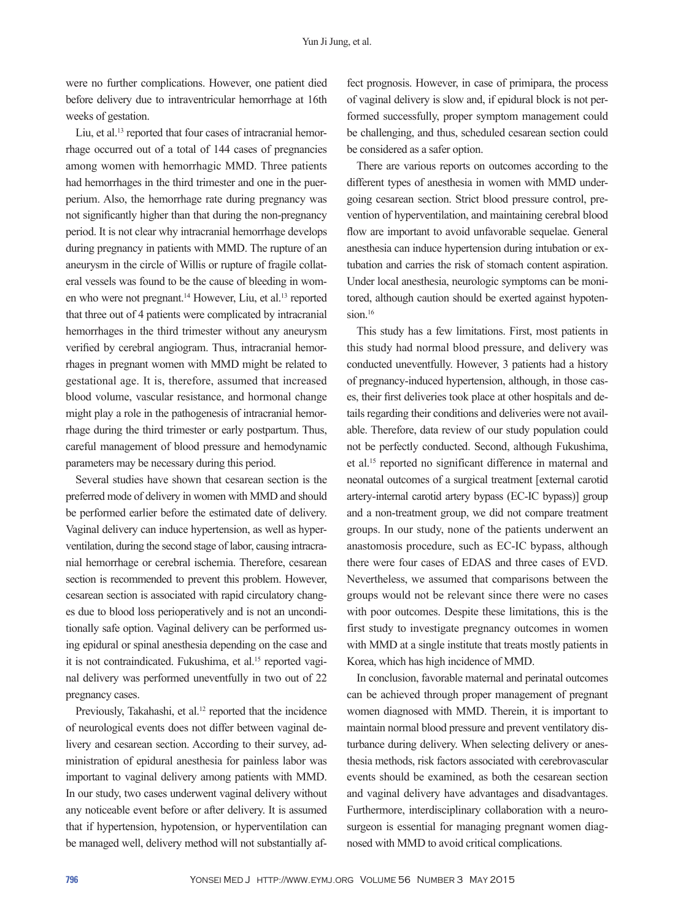were no further complications. However, one patient died before delivery due to intraventricular hemorrhage at 16th weeks of gestation.

Liu, et al.[13] reported that four cases of intracranial hemorrhage occurred out of a total of 144 cases of pregnancies among women with hemorrhagic MMD. Three patients had hemorrhages in the third trimester and one in the puerperium. Also, the hemorrhage rate during pregnancy was not significantly higher than that during the non-pregnancy period. It is not clear why intracranial hemorrhage develops during pregnancy in patients with MMD. The rupture of an aneurysm in the circle of Willis or rupture of fragile collateral vessels was found to be the cause of bleeding in women who were not pregnant.[14] However, Liu, et al.[13] reported that three out of 4 patients were complicated by intracranial hemorrhages in the third trimester without any aneurysm verified by cerebral angiogram. Thus, intracranial hemorrhages in pregnant women with MMD might be related to gestational age. It is, therefore, assumed that increased blood volume, vascular resistance, and hormonal change might play a role in the pathogenesis of intracranial hemorrhage during the third trimester or early postpartum. Thus, careful management of blood pressure and hemodynamic parameters may be necessary during this period.

Several studies have shown that cesarean section is the preferred mode of delivery in women with MMD and should be performed earlier before the estimated date of delivery. Vaginal delivery can induce hypertension, as well as hyperventilation, during the second stage of labor, causing intracranial hemorrhage or cerebral ischemia. Therefore, cesarean section is recommended to prevent this problem. However, cesarean section is associated with rapid circulatory changes due to blood loss perioperatively and is not an unconditionally safe option. Vaginal delivery can be performed using epidural or spinal anesthesia depending on the case and it is not contraindicated. Fukushima, et al.[15] reported vaginal delivery was performed uneventfully in two out of 22 pregnancy cases.

Previously, Takahashi, et al.[12] reported that the incidence of neurological events does not differ between vaginal delivery and cesarean section. According to their survey, administration of epidural anesthesia for painless labor was important to vaginal delivery among patients with MMD. In our study, two cases underwent vaginal delivery without any noticeable event before or after delivery. It is assumed that if hypertension, hypotension, or hyperventilation can be managed well, delivery method will not substantially affect prognosis. However, in case of primipara, the process of vaginal delivery is slow and, if epidural block is not performed successfully, proper symptom management could be challenging, and thus, scheduled cesarean section could be considered as a safer option.

There are various reports on outcomes according to the different types of anesthesia in women with MMD undergoing cesarean section. Strict blood pressure control, prevention of hyperventilation, and maintaining cerebral blood flow are important to avoid unfavorable sequelae. General anesthesia can induce hypertension during intubation or extubation and carries the risk of stomach content aspiration. Under local anesthesia, neurologic symptoms can be monitored, although caution should be exerted against hypotension.[16]

This study has a few limitations. First, most patients in this study had normal blood pressure, and delivery was conducted uneventfully. However, 3 patients had a history of pregnancy-induced hypertension, although, in those cases, their first deliveries took place at other hospitals and details regarding their conditions and deliveries were not available. Therefore, data review of our study population could not be perfectly conducted. Second, although Fukushima, et al.[15] reported no significant difference in maternal and neonatal outcomes of a surgical treatment [external carotid artery-internal carotid artery bypass (EC-IC bypass)] group and a non-treatment group, we did not compare treatment groups. In our study, none of the patients underwent an anastomosis procedure, such as EC-IC bypass, although there were four cases of EDAS and three cases of EVD. Nevertheless, we assumed that comparisons between the groups would not be relevant since there were no cases with poor outcomes. Despite these limitations, this is the first study to investigate pregnancy outcomes in women with MMD at a single institute that treats mostly patients in Korea, which has high incidence of MMD.

In conclusion, favorable maternal and perinatal outcomes can be achieved through proper management of pregnant women diagnosed with MMD. Therein, it is important to maintain normal blood pressure and prevent ventilatory disturbance during delivery. When selecting delivery or anesthesia methods, risk factors associated with cerebrovascular events should be examined, as both the cesarean section and vaginal delivery have advantages and disadvantages. Furthermore, interdisciplinary collaboration with a neurosurgeon is essential for managing pregnant women diagnosed with MMD to avoid critical complications.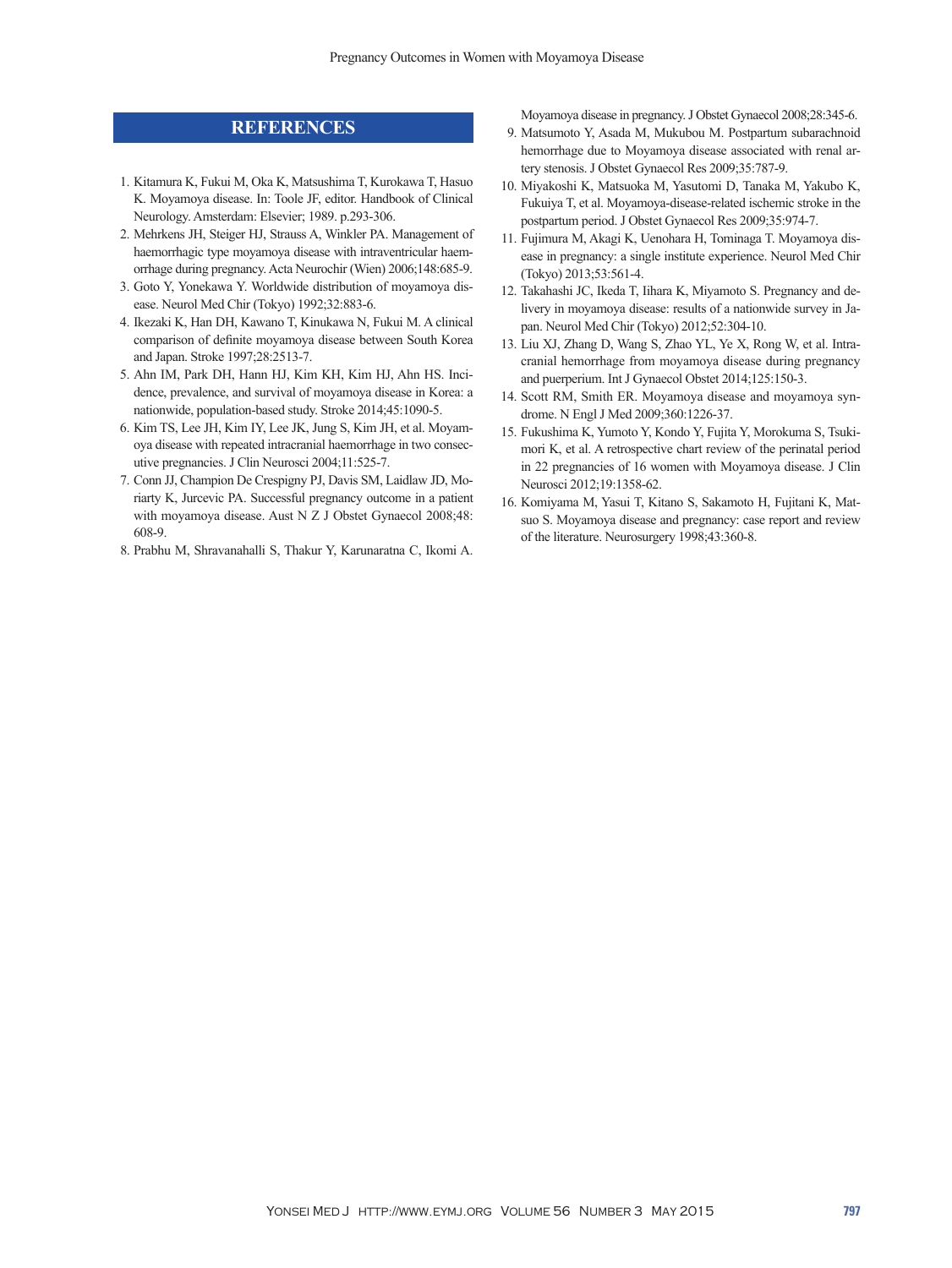## REFERENCES

1. Kitamura K, Fukui M, Oka K, Matsushima T, Kurokawa T, Hasuo K. Moyamoya disease. In: Toole JF, editor. Handbook of Clinical Neurology. Amsterdam: Elsevier; 1989. p.293-306.
2. Mehrkens JH, Steiger HJ, Strauss A, Winkler PA. Management of haemorrhagic type moyamoya disease with intraventricular haemorrhage during pregnancy. Acta Neurochir (Wien) 2006;148:685-9.
3. Goto Y, Yonekawa Y. Worldwide distribution of moyamoya disease. Neurol Med Chir (Tokyo) 1992;32:883-6.
4. Ikezaki K, Han DH, Kawano T, Kinukawa N, Fukui M. A clinical comparison of definite moyamoya disease between South Korea and Japan. Stroke 1997;28:2513-7.
5. Ahn IM, Park DH, Hann HJ, Kim KH, Kim HJ, Ahn HS. Incidence, prevalence, and survival of moyamoya disease in Korea: a nationwide, population-based study. Stroke 2014;45:1090-5.
6. Kim TS, Lee JH, Kim IY, Lee JK, Jung S, Kim JH, et al. Moyamoya disease with repeated intracranial haemorrhage in two consecutive pregnancies. J Clin Neurosci 2004;11:525-7.
7. Conn JJ, Champion De Crespigny PJ, Davis SM, Laidlaw JD, Moriarty K, Jurcevic PA. Successful pregnancy outcome in a patient with moyamoya disease. Aust N Z J Obstet Gynaecol 2008;48: 608-9.
8. Prabhu M, Shravanahalli S, Thakur Y, Karunaratna C, Ikomi A. Moyamoya disease in pregnancy. J Obstet Gynaecol 2008;28:345-6.
9. Matsumoto Y, Asada M, Mukubou M. Postpartum subarachnoid hemorrhage due to Moyamoya disease associated with renal artery stenosis. J Obstet Gynaecol Res 2009;35:787-9.
10. Miyakoshi K, Matsuoka M, Yasutomi D, Tanaka M, Yakubo K, Fukuiya T, et al. Moyamoya-disease-related ischemic stroke in the postpartum period. J Obstet Gynaecol Res 2009;35:974-7.
11. Fujimura M, Akagi K, Uenohara H, Tominaga T. Moyamoya disease in pregnancy: a single institute experience. Neurol Med Chir (Tokyo) 2013;53:561-4.
12. Takahashi JC, Ikeda T, Iihara K, Miyamoto S. Pregnancy and delivery in moyamoya disease: results of a nationwide survey in Japan. Neurol Med Chir (Tokyo) 2012;52:304-10.
13. Liu XJ, Zhang D, Wang S, Zhao YL, Ye X, Rong W, et al. Intracranial hemorrhage from moyamoya disease during pregnancy and puerperium. Int J Gynaecol Obstet 2014;125:150-3.
14. Scott RM, Smith ER. Moyamoya disease and moyamoya syndrome. N Engl J Med 2009;360:1226-37.
15. Fukushima K, Yumoto Y, Kondo Y, Fujita Y, Morokuma S, Tsukimori K, et al. A retrospective chart review of the perinatal period in 22 pregnancies of 16 women with Moyamoya disease. J Clin Neurosci 2012;19:1358-62.
16. Komiyama M, Yasui T, Kitano S, Sakamoto H, Fujitani K, Matsuo S. Moyamoya disease and pregnancy: case report and review of the literature. Neurosurgery 1998;43:360-8.